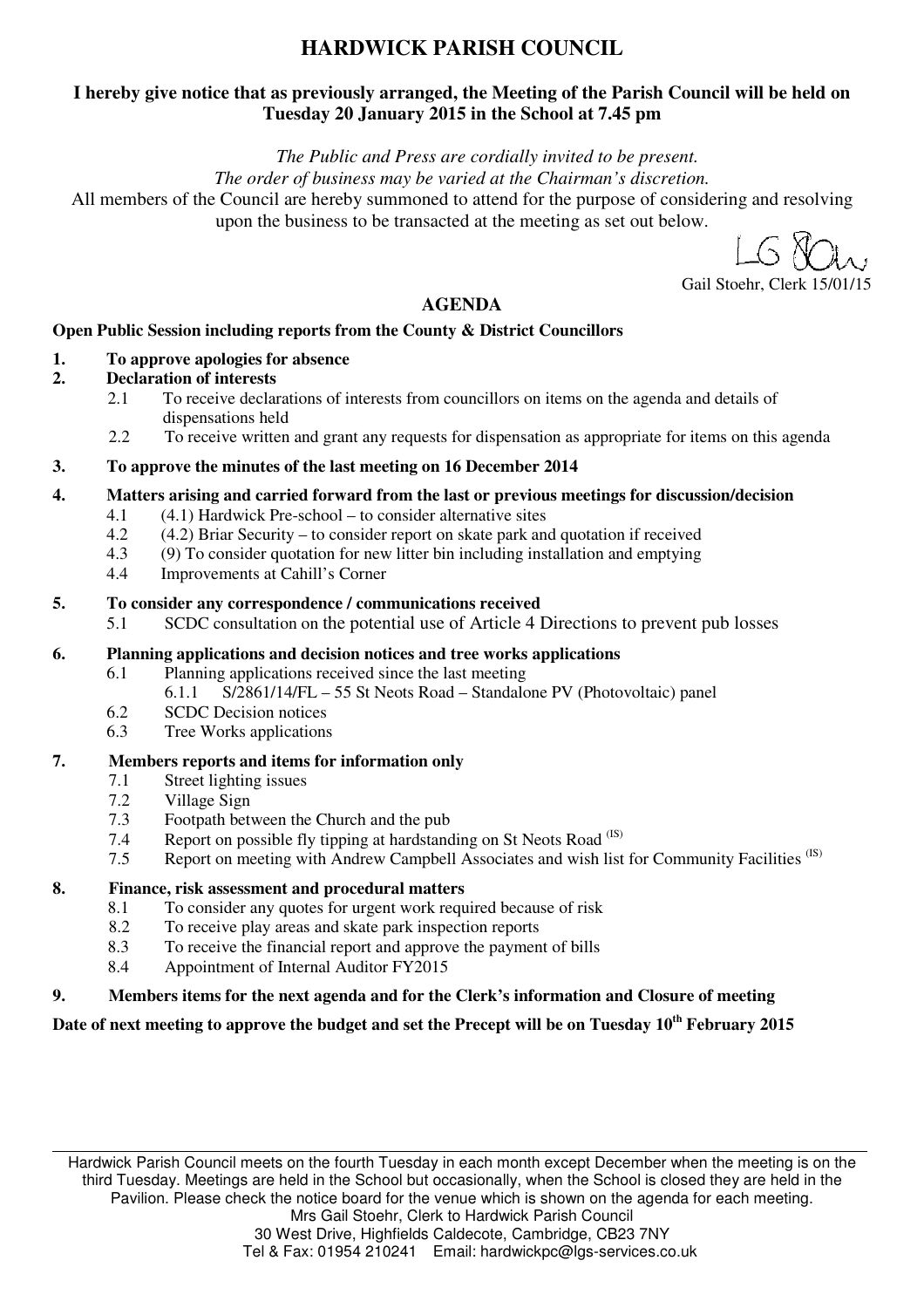# HARDWICK PARISH COUNCIL

**I hereby give notice that as previously arranged, the Meeting of the Parish Council will be held on Tuesday 20 January 2015 in the School at 7.45 pm**

*The Public and Press are cordially invited to be present.*
*The order of business may be varied at the Chairman's discretion.*
All members of the Council are hereby summoned to attend for the purpose of considering and resolving upon the business to be transacted at the meeting as set out below.

Gail Stoehr, Clerk 15/01/15

## AGENDA

**Open Public Session including reports from the County & District Councillors**

**1. To approve apologies for absence**

**2. Declaration of interests**

- 2.1 To receive declarations of interests from councillors on items on the agenda and details of dispensations held
- 2.2 To receive written and grant any requests for dispensation as appropriate for items on this agenda

**3. To approve the minutes of the last meeting on 16 December 2014**

**4. Matters arising and carried forward from the last or previous meetings for discussion/decision**

- 4.1 (4.1) Hardwick Pre-school – to consider alternative sites
- 4.2 (4.2) Briar Security – to consider report on skate park and quotation if received
- 4.3 (9) To consider quotation for new litter bin including installation and emptying
- 4.4 Improvements at Cahill's Corner

**5. To consider any correspondence / communications received**

- 5.1 SCDC consultation on the potential use of Article 4 Directions to prevent pub losses

**6. Planning applications and decision notices and tree works applications**

- 6.1 Planning applications received since the last meeting
  - 6.1.1 S/2861/14/FL – 55 St Neots Road – Standalone PV (Photovoltaic) panel
- 6.2 SCDC Decision notices
- 6.3 Tree Works applications

**7. Members reports and items for information only**

- 7.1 Street lighting issues
- 7.2 Village Sign
- 7.3 Footpath between the Church and the pub
- 7.4 Report on possible fly tipping at hardstanding on St Neots Road (IS)
- 7.5 Report on meeting with Andrew Campbell Associates and wish list for Community Facilities (IS)

**8. Finance, risk assessment and procedural matters**

- 8.1 To consider any quotes for urgent work required because of risk
- 8.2 To receive play areas and skate park inspection reports
- 8.3 To receive the financial report and approve the payment of bills
- 8.4 Appointment of Internal Auditor FY2015

**9. Members items for the next agenda and for the Clerk's information and Closure of meeting**

**Date of next meeting to approve the budget and set the Precept will be on Tuesday 10th February 2015**

---

Hardwick Parish Council meets on the fourth Tuesday in each month except December when the meeting is on the third Tuesday. Meetings are held in the School but occasionally, when the School is closed they are held in the Pavilion. Please check the notice board for the venue which is shown on the agenda for each meeting.
Mrs Gail Stoehr, Clerk to Hardwick Parish Council
30 West Drive, Highfields Caldecote, Cambridge, CB23 7NY
Tel & Fax: 01954 210241 Email: hardwickpc@lgs-services.co.uk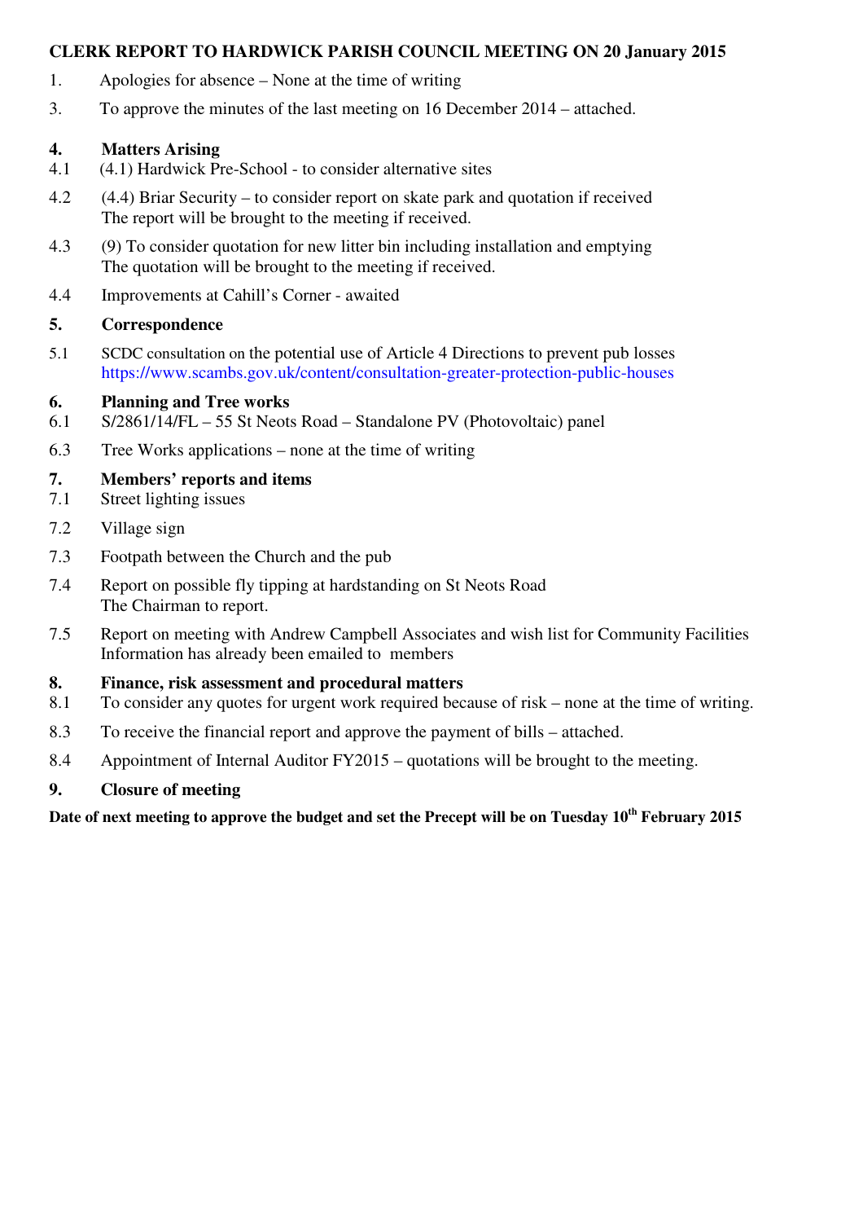**CLERK REPORT TO HARDWICK PARISH COUNCIL MEETING ON 20 January 2015**

1. Apologies for absence – None at the time of writing

3. To approve the minutes of the last meeting on 16 December 2014 – attached.

**4. Matters Arising**

4.1 (4.1) Hardwick Pre-School - to consider alternative sites

4.2 (4.4) Briar Security – to consider report on skate park and quotation if received
The report will be brought to the meeting if received.

4.3 (9) To consider quotation for new litter bin including installation and emptying
The quotation will be brought to the meeting if received.

4.4 Improvements at Cahill's Corner - awaited

**5. Correspondence**

5.1 SCDC consultation on the potential use of Article 4 Directions to prevent pub losses
https://www.scambs.gov.uk/content/consultation-greater-protection-public-houses

**6. Planning and Tree works**

6.1 S/2861/14/FL – 55 St Neots Road – Standalone PV (Photovoltaic) panel

6.3 Tree Works applications – none at the time of writing

**7. Members' reports and items**

7.1 Street lighting issues

7.2 Village sign

7.3 Footpath between the Church and the pub

7.4 Report on possible fly tipping at hardstanding on St Neots Road
The Chairman to report.

7.5 Report on meeting with Andrew Campbell Associates and wish list for Community Facilities
Information has already been emailed to members

**8. Finance, risk assessment and procedural matters**

8.1 To consider any quotes for urgent work required because of risk – none at the time of writing.

8.3 To receive the financial report and approve the payment of bills – attached.

8.4 Appointment of Internal Auditor FY2015 – quotations will be brought to the meeting.

**9. Closure of meeting**

**Date of next meeting to approve the budget and set the Precept will be on Tuesday 10th February 2015**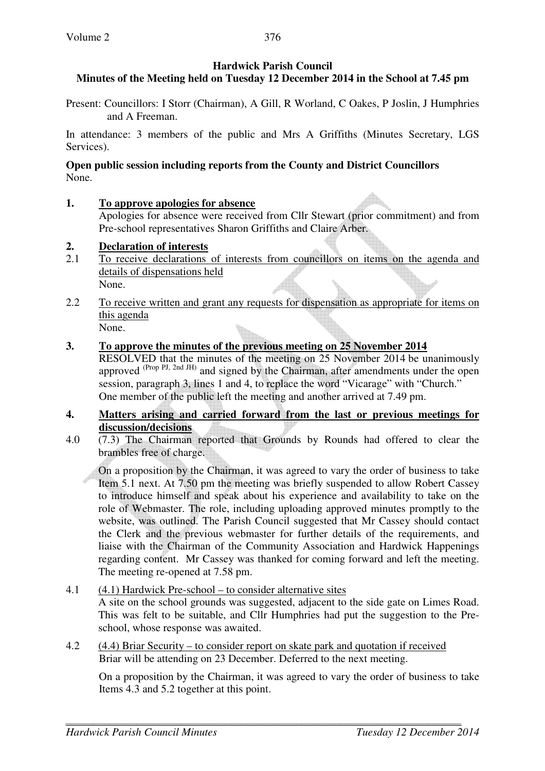**Hardwick Parish Council**
**Minutes of the Meeting held on Tuesday 12 December 2014 in the School at 7.45 pm**

Present: Councillors: I Storr (Chairman), A Gill, R Worland, C Oakes, P Joslin, J Humphries and A Freeman.

In attendance: 3 members of the public and Mrs A Griffiths (Minutes Secretary, LGS Services).

**Open public session including reports from the County and District Councillors**
None.

**1. To approve apologies for absence**
Apologies for absence were received from Cllr Stewart (prior commitment) and from Pre-school representatives Sharon Griffiths and Claire Arber.

**2. Declaration of interests**

2.1 To receive declarations of interests from councillors on items on the agenda and details of dispensations held
None.

2.2 To receive written and grant any requests for dispensation as appropriate for items on this agenda
None.

**3. To approve the minutes of the previous meeting on 25 November 2014**
RESOLVED that the minutes of the meeting on 25 November 2014 be unanimously approved (Prop PJ, 2nd JH) and signed by the Chairman, after amendments under the open session, paragraph 3, lines 1 and 4, to replace the word "Vicarage" with "Church."
One member of the public left the meeting and another arrived at 7.49 pm.

**4. Matters arising and carried forward from the last or previous meetings for discussion/decisions**

4.0 (7.3) The Chairman reported that Grounds by Rounds had offered to clear the brambles free of charge.

On a proposition by the Chairman, it was agreed to vary the order of business to take Item 5.1 next. At 7.50 pm the meeting was briefly suspended to allow Robert Cassey to introduce himself and speak about his experience and availability to take on the role of Webmaster. The role, including uploading approved minutes promptly to the website, was outlined. The Parish Council suggested that Mr Cassey should contact the Clerk and the previous webmaster for further details of the requirements, and liaise with the Chairman of the Community Association and Hardwick Happenings regarding content. Mr Cassey was thanked for coming forward and left the meeting. The meeting re-opened at 7.58 pm.

4.1 (4.1) Hardwick Pre-school – to consider alternative sites
A site on the school grounds was suggested, adjacent to the side gate on Limes Road. This was felt to be suitable, and Cllr Humphries had put the suggestion to the Pre-school, whose response was awaited.

4.2 (4.4) Briar Security – to consider report on skate park and quotation if received
Briar will be attending on 23 December. Deferred to the next meeting.

On a proposition by the Chairman, it was agreed to vary the order of business to take Items 4.3 and 5.2 together at this point.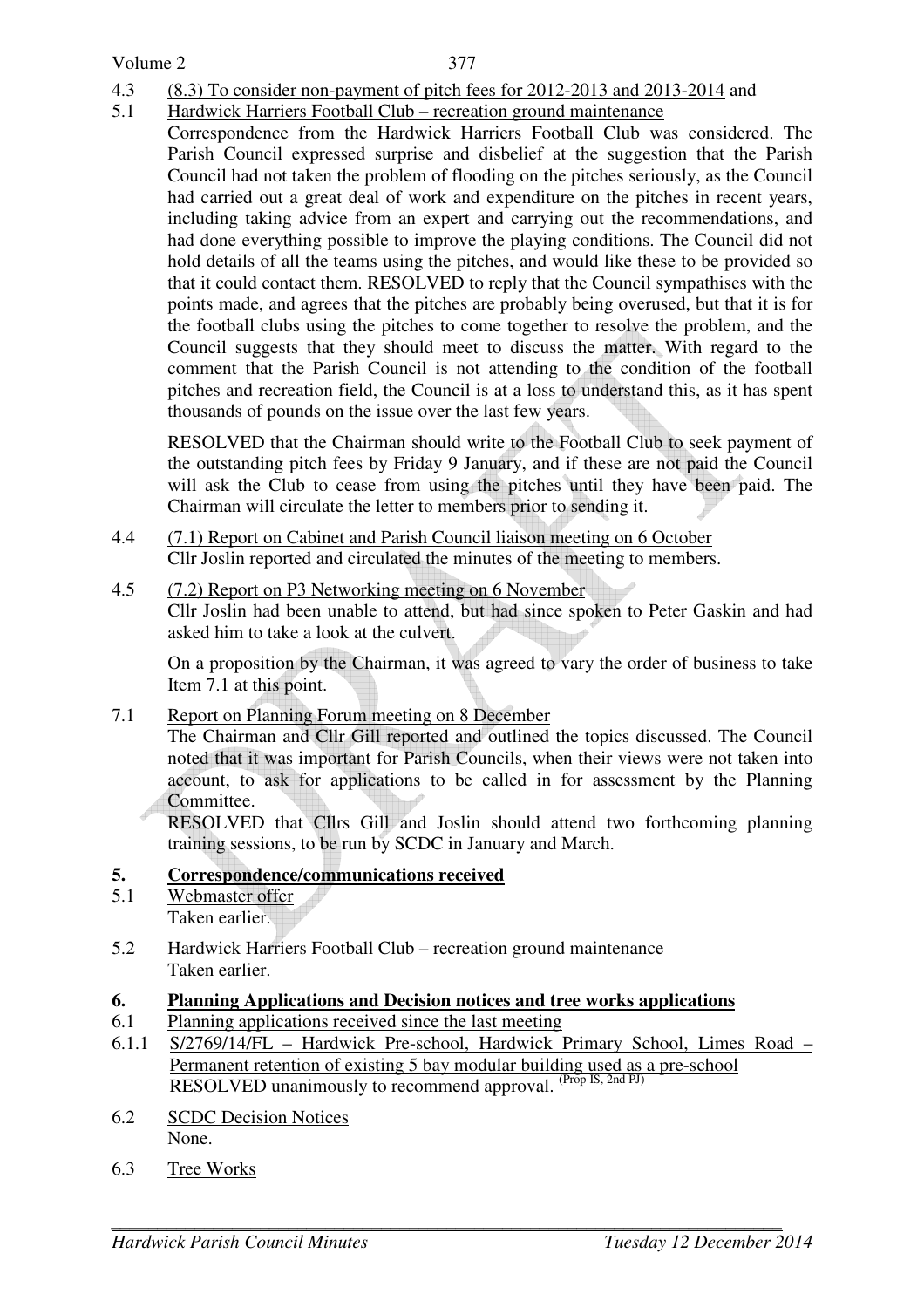4.3 (8.3) To consider non-payment of pitch fees for 2012-2013 and 2013-2014 and

5.1 Hardwick Harriers Football Club – recreation ground maintenance

Correspondence from the Hardwick Harriers Football Club was considered. The Parish Council expressed surprise and disbelief at the suggestion that the Parish Council had not taken the problem of flooding on the pitches seriously, as the Council had carried out a great deal of work and expenditure on the pitches in recent years, including taking advice from an expert and carrying out the recommendations, and had done everything possible to improve the playing conditions. The Council did not hold details of all the teams using the pitches, and would like these to be provided so that it could contact them. RESOLVED to reply that the Council sympathises with the points made, and agrees that the pitches are probably being overused, but that it is for the football clubs using the pitches to come together to resolve the problem, and the Council suggests that they should meet to discuss the matter. With regard to the comment that the Parish Council is not attending to the condition of the football pitches and recreation field, the Council is at a loss to understand this, as it has spent thousands of pounds on the issue over the last few years.

RESOLVED that the Chairman should write to the Football Club to seek payment of the outstanding pitch fees by Friday 9 January, and if these are not paid the Council will ask the Club to cease from using the pitches until they have been paid. The Chairman will circulate the letter to members prior to sending it.

4.4 (7.1) Report on Cabinet and Parish Council liaison meeting on 6 October

Cllr Joslin reported and circulated the minutes of the meeting to members.

4.5 (7.2) Report on P3 Networking meeting on 6 November

Cllr Joslin had been unable to attend, but had since spoken to Peter Gaskin and had asked him to take a look at the culvert.

On a proposition by the Chairman, it was agreed to vary the order of business to take Item 7.1 at this point.

7.1 Report on Planning Forum meeting on 8 December

The Chairman and Cllr Gill reported and outlined the topics discussed. The Council noted that it was important for Parish Councils, when their views were not taken into account, to ask for applications to be called in for assessment by the Planning Committee.

RESOLVED that Cllrs Gill and Joslin should attend two forthcoming planning training sessions, to be run by SCDC in January and March.

## 5. Correspondence/communications received

5.1 Webmaster offer

Taken earlier.

5.2 Hardwick Harriers Football Club – recreation ground maintenance

Taken earlier.

## 6. Planning Applications and Decision notices and tree works applications

6.1 Planning applications received since the last meeting

6.1.1 S/2769/14/FL – Hardwick Pre-school, Hardwick Primary School, Limes Road – Permanent retention of existing 5 bay modular building used as a pre-school

RESOLVED unanimously to recommend approval. (Prop IS, 2nd PJ)

6.2 SCDC Decision Notices

None.

6.3 Tree Works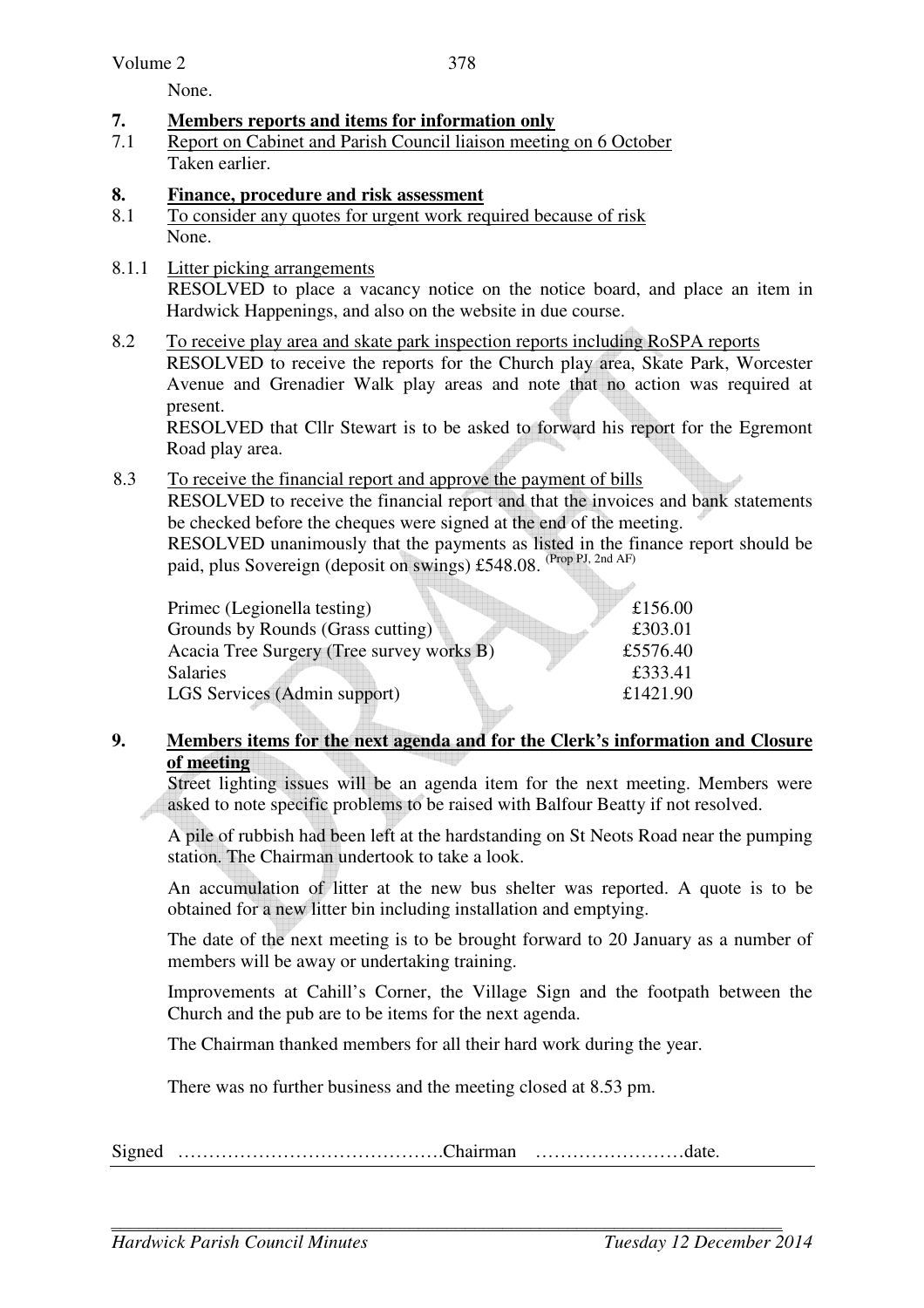None.

## 7. Members reports and items for information only

7.1 Report on Cabinet and Parish Council liaison meeting on 6 October

Taken earlier.

## 8. Finance, procedure and risk assessment

8.1 To consider any quotes for urgent work required because of risk

None.

8.1.1 Litter picking arrangements

RESOLVED to place a vacancy notice on the notice board, and place an item in Hardwick Happenings, and also on the website in due course.

8.2 To receive play area and skate park inspection reports including RoSPA reports

RESOLVED to receive the reports for the Church play area, Skate Park, Worcester Avenue and Grenadier Walk play areas and note that no action was required at present.

RESOLVED that Cllr Stewart is to be asked to forward his report for the Egremont Road play area.

8.3 To receive the financial report and approve the payment of bills

RESOLVED to receive the financial report and that the invoices and bank statements be checked before the cheques were signed at the end of the meeting.

RESOLVED unanimously that the payments as listed in the finance report should be paid, plus Sovereign (deposit on swings) £548.08. (Prop PJ, 2nd AF)

| | |
|---|---|
| Primec (Legionella testing) | £156.00 |
| Grounds by Rounds (Grass cutting) | £303.01 |
| Acacia Tree Surgery (Tree survey works B) | £5576.40 |
| Salaries | £333.41 |
| LGS Services (Admin support) | £1421.90 |

## 9. Members items for the next agenda and for the Clerk's information and Closure of meeting

Street lighting issues will be an agenda item for the next meeting. Members were asked to note specific problems to be raised with Balfour Beatty if not resolved.

A pile of rubbish had been left at the hardstanding on St Neots Road near the pumping station. The Chairman undertook to take a look.

An accumulation of litter at the new bus shelter was reported. A quote is to be obtained for a new litter bin including installation and emptying.

The date of the next meeting is to be brought forward to 20 January as a number of members will be away or undertaking training.

Improvements at Cahill's Corner, the Village Sign and the footpath between the Church and the pub are to be items for the next agenda.

The Chairman thanked members for all their hard work during the year.

There was no further business and the meeting closed at 8.53 pm.

Signed …………………………………….Chairman ……………………date.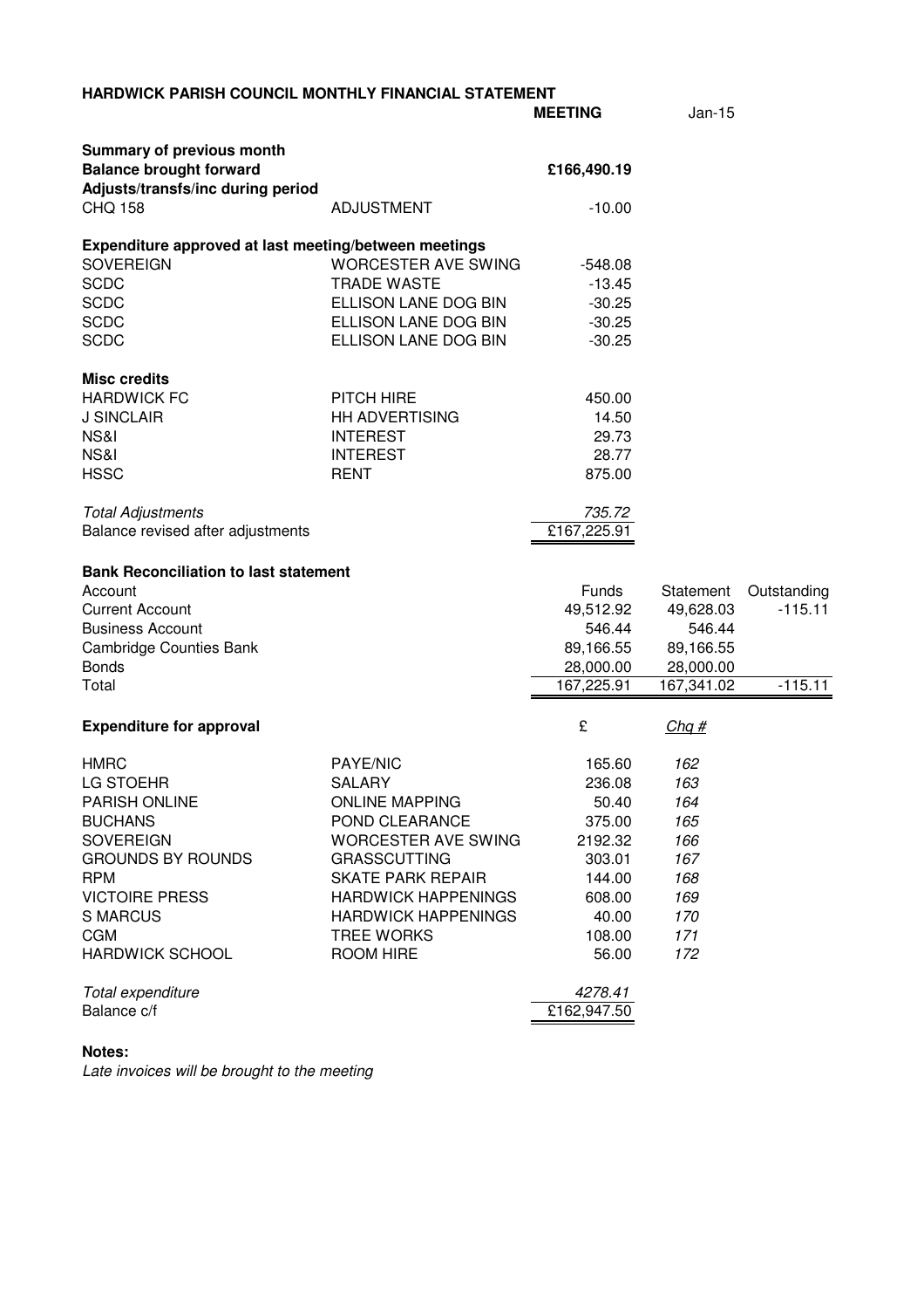# HARDWICK PARISH COUNCIL MONTHLY FINANCIAL STATEMENT

**MEETING** Jan-15

**Summary of previous month**

| | | | | |
|---|---|---|---|---|
| **Balance brought forward** | | **£166,490.19** | | |
| **Adjusts/transfs/inc during period** | | | | |
| CHQ 158 | ADJUSTMENT | -10.00 | | |
| **Expenditure approved at last meeting/between meetings** | | | | |
| SOVEREIGN | WORCESTER AVE SWING | -548.08 | | |
| SCDC | TRADE WASTE | -13.45 | | |
| SCDC | ELLISON LANE DOG BIN | -30.25 | | |
| SCDC | ELLISON LANE DOG BIN | -30.25 | | |
| SCDC | ELLISON LANE DOG BIN | -30.25 | | |
| **Misc credits** | | | | |
| HARDWICK FC | PITCH HIRE | 450.00 | | |
| J SINCLAIR | HH ADVERTISING | 14.50 | | |
| NS&I | INTEREST | 29.73 | | |
| NS&I | INTEREST | 28.77 | | |
| HSSC | RENT | 875.00 | | |
| *Total Adjustments* | | *735.72* | | |
| Balance revised after adjustments | | £167,225.91 | | |
| **Bank Reconciliation to last statement** | | | | |
| Account | | Funds | Statement | Outstanding |
| Current Account | | 49,512.92 | 49,628.03 | -115.11 |
| Business Account | | 546.44 | 546.44 | |
| Cambridge Counties Bank | | 89,166.55 | 89,166.55 | |
| Bonds | | 28,000.00 | 28,000.00 | |
| Total | | 167,225.91 | 167,341.02 | -115.11 |
| **Expenditure for approval** | | £ | *Chq #* | |
| HMRC | PAYE/NIC | 165.60 | *162* | |
| LG STOEHR | SALARY | 236.08 | *163* | |
| PARISH ONLINE | ONLINE MAPPING | 50.40 | *164* | |
| BUCHANS | POND CLEARANCE | 375.00 | *165* | |
| SOVEREIGN | WORCESTER AVE SWING | 2192.32 | *166* | |
| GROUNDS BY ROUNDS | GRASSCUTTING | 303.01 | *167* | |
| RPM | SKATE PARK REPAIR | 144.00 | *168* | |
| VICTOIRE PRESS | HARDWICK HAPPENINGS | 608.00 | *169* | |
| S MARCUS | HARDWICK HAPPENINGS | 40.00 | *170* | |
| CGM | TREE WORKS | 108.00 | *171* | |
| HARDWICK SCHOOL | ROOM HIRE | 56.00 | *172* | |
| *Total expenditure* | | *4278.41* | | |
| Balance c/f | | £162,947.50 | | |

**Notes:**

*Late invoices will be brought to the meeting*